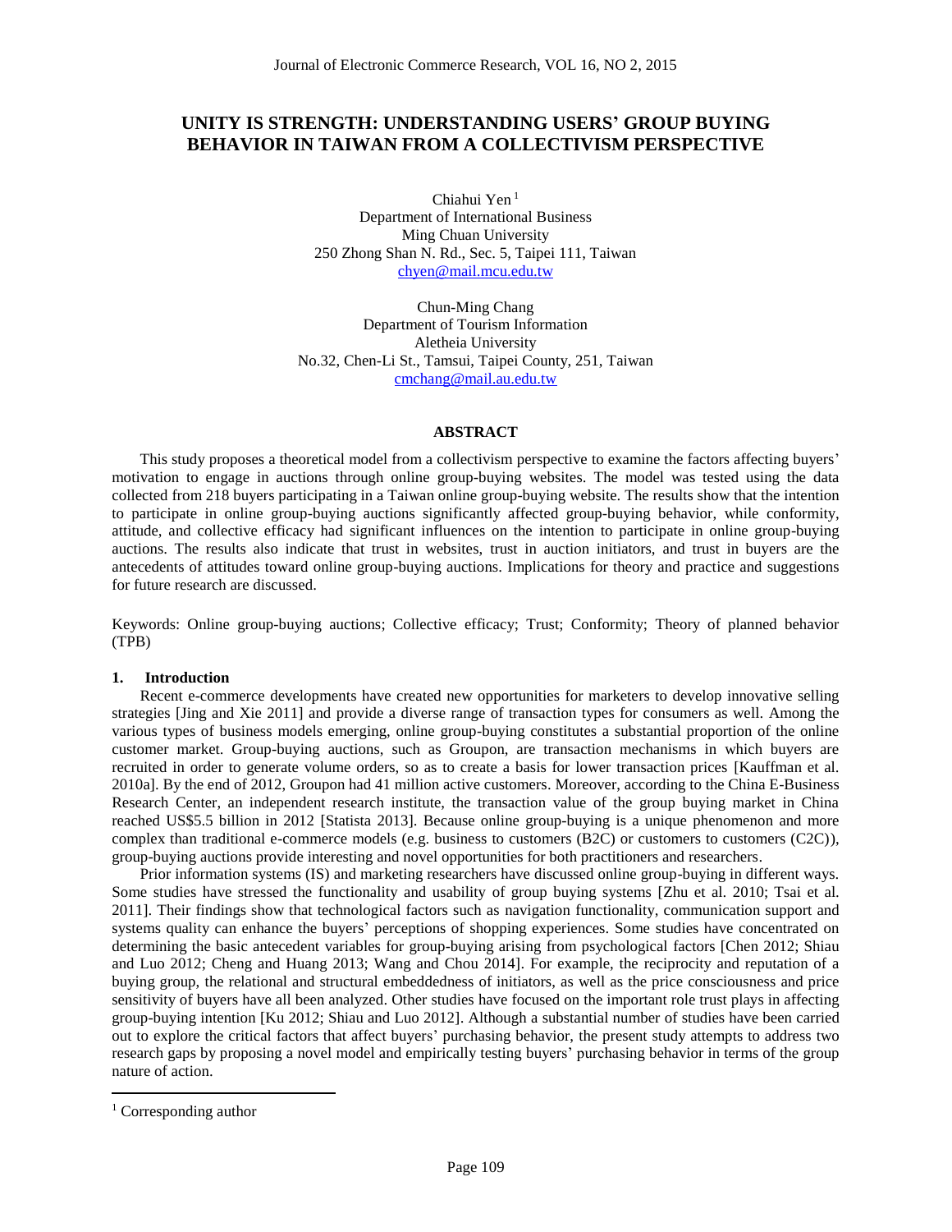# UNITY IS STRENGTH: UNDERSTANDING USERS' GROUP BUYING BEHAVIOR IN TAIWAN FROM A COLLECTIVISM PERSPECTIVE

Chiahui Yen [1]
Department of International Business
Ming Chuan University
250 Zhong Shan N. Rd., Sec. 5, Taipei 111, Taiwan
chyen@mail.mcu.edu.tw

Chun-Ming Chang
Department of Tourism Information
Aletheia University
No.32, Chen-Li St., Tamsui, Taipei County, 251, Taiwan
cmchang@mail.au.edu.tw

## ABSTRACT

This study proposes a theoretical model from a collectivism perspective to examine the factors affecting buyers' motivation to engage in auctions through online group-buying websites. The model was tested using the data collected from 218 buyers participating in a Taiwan online group-buying website. The results show that the intention to participate in online group-buying auctions significantly affected group-buying behavior, while conformity, attitude, and collective efficacy had significant influences on the intention to participate in online group-buying auctions. The results also indicate that trust in websites, trust in auction initiators, and trust in buyers are the antecedents of attitudes toward online group-buying auctions. Implications for theory and practice and suggestions for future research are discussed.

Keywords: Online group-buying auctions; Collective efficacy; Trust; Conformity; Theory of planned behavior (TPB)

## 1. Introduction

Recent e-commerce developments have created new opportunities for marketers to develop innovative selling strategies [Jing and Xie 2011] and provide a diverse range of transaction types for consumers as well. Among the various types of business models emerging, online group-buying constitutes a substantial proportion of the online customer market. Group-buying auctions, such as Groupon, are transaction mechanisms in which buyers are recruited in order to generate volume orders, so as to create a basis for lower transaction prices [Kauffman et al. 2010a]. By the end of 2012, Groupon had 41 million active customers. Moreover, according to the China E-Business Research Center, an independent research institute, the transaction value of the group buying market in China reached US$5.5 billion in 2012 [Statista 2013]. Because online group-buying is a unique phenomenon and more complex than traditional e-commerce models (e.g. business to customers (B2C) or customers to customers (C2C)), group-buying auctions provide interesting and novel opportunities for both practitioners and researchers.

Prior information systems (IS) and marketing researchers have discussed online group-buying in different ways. Some studies have stressed the functionality and usability of group buying systems [Zhu et al. 2010; Tsai et al. 2011]. Their findings show that technological factors such as navigation functionality, communication support and systems quality can enhance the buyers' perceptions of shopping experiences. Some studies have concentrated on determining the basic antecedent variables for group-buying arising from psychological factors [Chen 2012; Shiau and Luo 2012; Cheng and Huang 2013; Wang and Chou 2014]. For example, the reciprocity and reputation of a buying group, the relational and structural embeddedness of initiators, as well as the price consciousness and price sensitivity of buyers have all been analyzed. Other studies have focused on the important role trust plays in affecting group-buying intention [Ku 2012; Shiau and Luo 2012]. Although a substantial number of studies have been carried out to explore the critical factors that affect buyers' purchasing behavior, the present study attempts to address two research gaps by proposing a novel model and empirically testing buyers' purchasing behavior in terms of the group nature of action.

[1] Corresponding author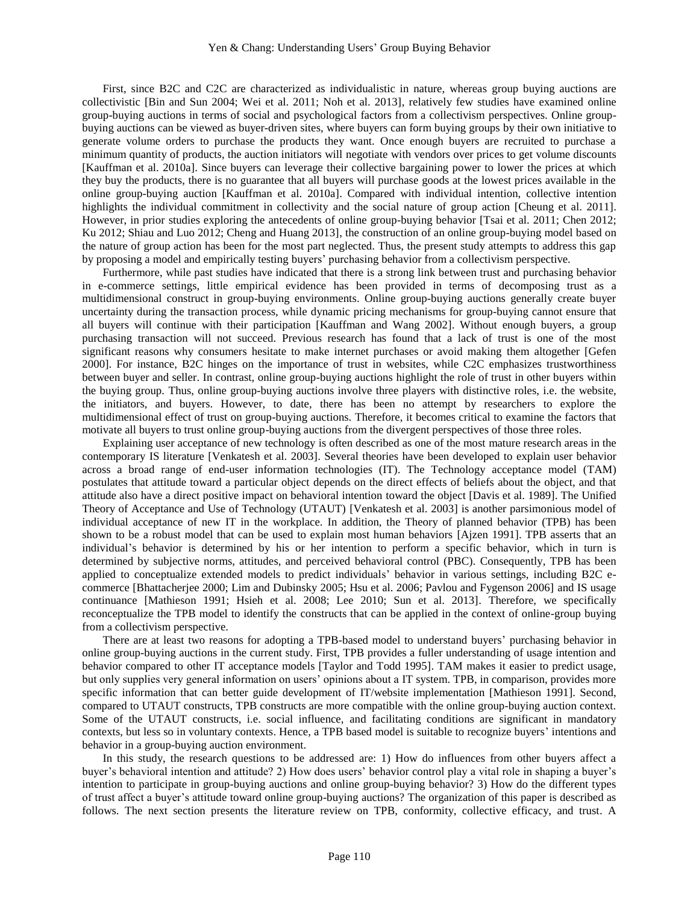First, since B2C and C2C are characterized as individualistic in nature, whereas group buying auctions are collectivistic [Bin and Sun 2004; Wei et al. 2011; Noh et al. 2013], relatively few studies have examined online group-buying auctions in terms of social and psychological factors from a collectivism perspectives. Online group-buying auctions can be viewed as buyer-driven sites, where buyers can form buying groups by their own initiative to generate volume orders to purchase the products they want. Once enough buyers are recruited to purchase a minimum quantity of products, the auction initiators will negotiate with vendors over prices to get volume discounts [Kauffman et al. 2010a]. Since buyers can leverage their collective bargaining power to lower the prices at which they buy the products, there is no guarantee that all buyers will purchase goods at the lowest prices available in the online group-buying auction [Kauffman et al. 2010a]. Compared with individual intention, collective intention highlights the individual commitment in collectivity and the social nature of group action [Cheung et al. 2011]. However, in prior studies exploring the antecedents of online group-buying behavior [Tsai et al. 2011; Chen 2012; Ku 2012; Shiau and Luo 2012; Cheng and Huang 2013], the construction of an online group-buying model based on the nature of group action has been for the most part neglected. Thus, the present study attempts to address this gap by proposing a model and empirically testing buyers' purchasing behavior from a collectivism perspective.

Furthermore, while past studies have indicated that there is a strong link between trust and purchasing behavior in e-commerce settings, little empirical evidence has been provided in terms of decomposing trust as a multidimensional construct in group-buying environments. Online group-buying auctions generally create buyer uncertainty during the transaction process, while dynamic pricing mechanisms for group-buying cannot ensure that all buyers will continue with their participation [Kauffman and Wang 2002]. Without enough buyers, a group purchasing transaction will not succeed. Previous research has found that a lack of trust is one of the most significant reasons why consumers hesitate to make internet purchases or avoid making them altogether [Gefen 2000]. For instance, B2C hinges on the importance of trust in websites, while C2C emphasizes trustworthiness between buyer and seller. In contrast, online group-buying auctions highlight the role of trust in other buyers within the buying group. Thus, online group-buying auctions involve three players with distinctive roles, i.e. the website, the initiators, and buyers. However, to date, there has been no attempt by researchers to explore the multidimensional effect of trust on group-buying auctions. Therefore, it becomes critical to examine the factors that motivate all buyers to trust online group-buying auctions from the divergent perspectives of those three roles.

Explaining user acceptance of new technology is often described as one of the most mature research areas in the contemporary IS literature [Venkatesh et al. 2003]. Several theories have been developed to explain user behavior across a broad range of end-user information technologies (IT). The Technology acceptance model (TAM) postulates that attitude toward a particular object depends on the direct effects of beliefs about the object, and that attitude also have a direct positive impact on behavioral intention toward the object [Davis et al. 1989]. The Unified Theory of Acceptance and Use of Technology (UTAUT) [Venkatesh et al. 2003] is another parsimonious model of individual acceptance of new IT in the workplace. In addition, the Theory of planned behavior (TPB) has been shown to be a robust model that can be used to explain most human behaviors [Ajzen 1991]. TPB asserts that an individual's behavior is determined by his or her intention to perform a specific behavior, which in turn is determined by subjective norms, attitudes, and perceived behavioral control (PBC). Consequently, TPB has been applied to conceptualize extended models to predict individuals' behavior in various settings, including B2C e-commerce [Bhattacherjee 2000; Lim and Dubinsky 2005; Hsu et al. 2006; Pavlou and Fygenson 2006] and IS usage continuance [Mathieson 1991; Hsieh et al. 2008; Lee 2010; Sun et al. 2013]. Therefore, we specifically reconceptualize the TPB model to identify the constructs that can be applied in the context of online-group buying from a collectivism perspective.

There are at least two reasons for adopting a TPB-based model to understand buyers' purchasing behavior in online group-buying auctions in the current study. First, TPB provides a fuller understanding of usage intention and behavior compared to other IT acceptance models [Taylor and Todd 1995]. TAM makes it easier to predict usage, but only supplies very general information on users' opinions about a IT system. TPB, in comparison, provides more specific information that can better guide development of IT/website implementation [Mathieson 1991]. Second, compared to UTAUT constructs, TPB constructs are more compatible with the online group-buying auction context. Some of the UTAUT constructs, i.e. social influence, and facilitating conditions are significant in mandatory contexts, but less so in voluntary contexts. Hence, a TPB based model is suitable to recognize buyers' intentions and behavior in a group-buying auction environment.

In this study, the research questions to be addressed are: 1) How do influences from other buyers affect a buyer's behavioral intention and attitude? 2) How does users' behavior control play a vital role in shaping a buyer's intention to participate in group-buying auctions and online group-buying behavior? 3) How do the different types of trust affect a buyer's attitude toward online group-buying auctions? The organization of this paper is described as follows. The next section presents the literature review on TPB, conformity, collective efficacy, and trust. A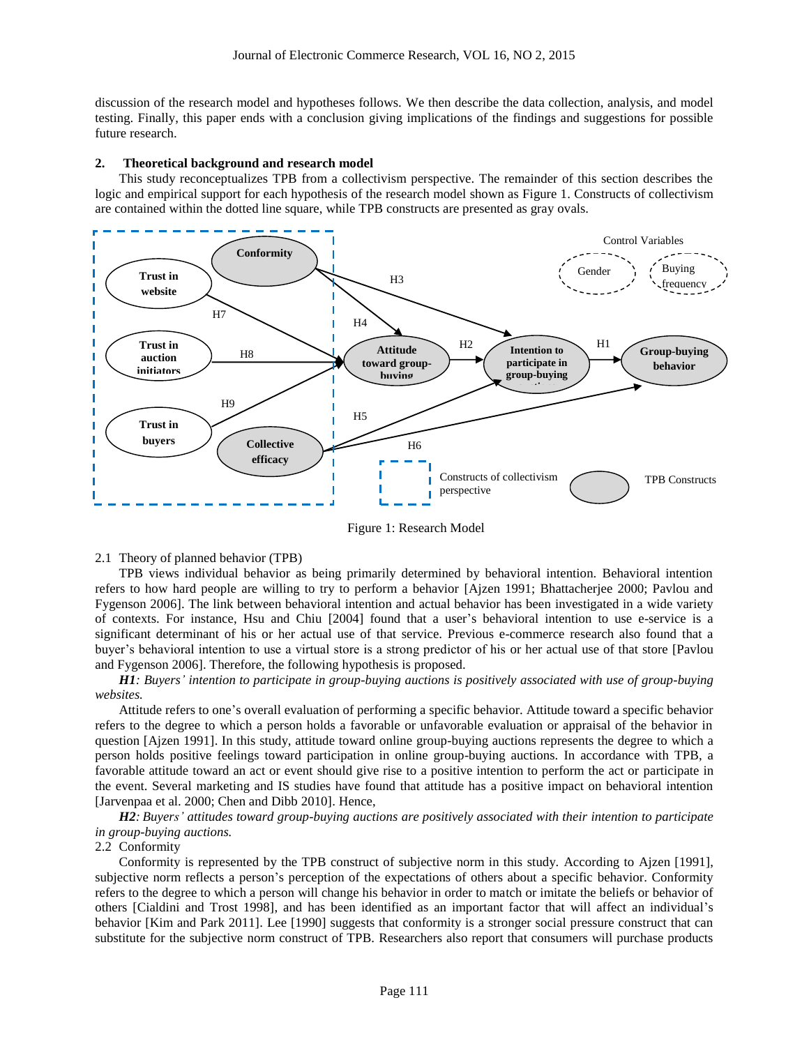discussion of the research model and hypotheses follows. We then describe the data collection, analysis, and model testing. Finally, this paper ends with a conclusion giving implications of the findings and suggestions for possible future research.

## 2. Theoretical background and research model

This study reconceptualizes TPB from a collectivism perspective. The remainder of this section describes the logic and empirical support for each hypothesis of the research model shown as Figure 1. Constructs of collectivism are contained within the dotted line square, while TPB constructs are presented as gray ovals.

Figure 1: Research Model

### 2.1 Theory of planned behavior (TPB)

TPB views individual behavior as being primarily determined by behavioral intention. Behavioral intention refers to how hard people are willing to try to perform a behavior [Ajzen 1991; Bhattacherjee 2000; Pavlou and Fygenson 2006]. The link between behavioral intention and actual behavior has been investigated in a wide variety of contexts. For instance, Hsu and Chiu [2004] found that a user's behavioral intention to use e-service is a significant determinant of his or her actual use of that service. Previous e-commerce research also found that a buyer's behavioral intention to use a virtual store is a strong predictor of his or her actual use of that store [Pavlou and Fygenson 2006]. Therefore, the following hypothesis is proposed.

***H1**: Buyers' intention to participate in group-buying auctions is positively associated with use of group-buying websites.*

Attitude refers to one's overall evaluation of performing a specific behavior. Attitude toward a specific behavior refers to the degree to which a person holds a favorable or unfavorable evaluation or appraisal of the behavior in question [Ajzen 1991]. In this study, attitude toward online group-buying auctions represents the degree to which a person holds positive feelings toward participation in online group-buying auctions. In accordance with TPB, a favorable attitude toward an act or event should give rise to a positive intention to perform the act or participate in the event. Several marketing and IS studies have found that attitude has a positive impact on behavioral intention [Jarvenpaa et al. 2000; Chen and Dibb 2010]. Hence,

***H2**: Buyers' attitudes toward group-buying auctions are positively associated with their intention to participate in group-buying auctions.*

### 2.2 Conformity

Conformity is represented by the TPB construct of subjective norm in this study. According to Ajzen [1991], subjective norm reflects a person's perception of the expectations of others about a specific behavior. Conformity refers to the degree to which a person will change his behavior in order to match or imitate the beliefs or behavior of others [Cialdini and Trost 1998], and has been identified as an important factor that will affect an individual's behavior [Kim and Park 2011]. Lee [1990] suggests that conformity is a stronger social pressure construct that can substitute for the subjective norm construct of TPB. Researchers also report that consumers will purchase products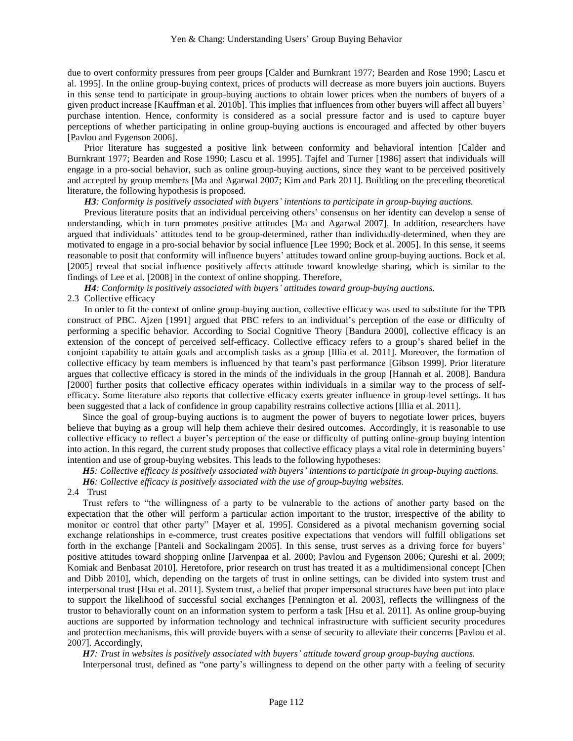due to overt conformity pressures from peer groups [Calder and Burnkrant 1977; Bearden and Rose 1990; Lascu et al. 1995]. In the online group-buying context, prices of products will decrease as more buyers join auctions. Buyers in this sense tend to participate in group-buying auctions to obtain lower prices when the numbers of buyers of a given product increase [Kauffman et al. 2010b]. This implies that influences from other buyers will affect all buyers' purchase intention. Hence, conformity is considered as a social pressure factor and is used to capture buyer perceptions of whether participating in online group-buying auctions is encouraged and affected by other buyers [Pavlou and Fygenson 2006].

Prior literature has suggested a positive link between conformity and behavioral intention [Calder and Burnkrant 1977; Bearden and Rose 1990; Lascu et al. 1995]. Tajfel and Turner [1986] assert that individuals will engage in a pro-social behavior, such as online group-buying auctions, since they want to be perceived positively and accepted by group members [Ma and Agarwal 2007; Kim and Park 2011]. Building on the preceding theoretical literature, the following hypothesis is proposed.

***H3**: Conformity is positively associated with buyers' intentions to participate in group-buying auctions.*

Previous literature posits that an individual perceiving others' consensus on her identity can develop a sense of understanding, which in turn promotes positive attitudes [Ma and Agarwal 2007]. In addition, researchers have argued that individuals' attitudes tend to be group-determined, rather than individually-determined, when they are motivated to engage in a pro-social behavior by social influence [Lee 1990; Bock et al. 2005]. In this sense, it seems reasonable to posit that conformity will influence buyers' attitudes toward online group-buying auctions. Bock et al. [2005] reveal that social influence positively affects attitude toward knowledge sharing, which is similar to the findings of Lee et al. [2008] in the context of online shopping. Therefore,

***H4**: Conformity is positively associated with buyers' attitudes toward group-buying auctions.*

### 2.3 Collective efficacy

In order to fit the context of online group-buying auction, collective efficacy was used to substitute for the TPB construct of PBC. Ajzen [1991] argued that PBC refers to an individual's perception of the ease or difficulty of performing a specific behavior. According to Social Cognitive Theory [Bandura 2000], collective efficacy is an extension of the concept of perceived self-efficacy. Collective efficacy refers to a group's shared belief in the conjoint capability to attain goals and accomplish tasks as a group [Illia et al. 2011]. Moreover, the formation of collective efficacy by team members is influenced by that team's past performance [Gibson 1999]. Prior literature argues that collective efficacy is stored in the minds of the individuals in the group [Hannah et al. 2008]. Bandura [2000] further posits that collective efficacy operates within individuals in a similar way to the process of self-efficacy. Some literature also reports that collective efficacy exerts greater influence in group-level settings. It has been suggested that a lack of confidence in group capability restrains collective actions [Illia et al. 2011].

Since the goal of group-buying auctions is to augment the power of buyers to negotiate lower prices, buyers believe that buying as a group will help them achieve their desired outcomes. Accordingly, it is reasonable to use collective efficacy to reflect a buyer's perception of the ease or difficulty of putting online-group buying intention into action. In this regard, the current study proposes that collective efficacy plays a vital role in determining buyers' intention and use of group-buying websites. This leads to the following hypotheses:

***H5**: Collective efficacy is positively associated with buyers' intentions to participate in group-buying auctions.*

***H6**: Collective efficacy is positively associated with the use of group-buying websites.*

### 2.4 Trust

Trust refers to "the willingness of a party to be vulnerable to the actions of another party based on the expectation that the other will perform a particular action important to the trustor, irrespective of the ability to monitor or control that other party" [Mayer et al. 1995]. Considered as a pivotal mechanism governing social exchange relationships in e-commerce, trust creates positive expectations that vendors will fulfill obligations set forth in the exchange [Panteli and Sockalingam 2005]. In this sense, trust serves as a driving force for buyers' positive attitudes toward shopping online [Jarvenpaa et al. 2000; Pavlou and Fygenson 2006; Qureshi et al. 2009; Komiak and Benbasat 2010]. Heretofore, prior research on trust has treated it as a multidimensional concept [Chen and Dibb 2010], which, depending on the targets of trust in online settings, can be divided into system trust and interpersonal trust [Hsu et al. 2011]. System trust, a belief that proper impersonal structures have been put into place to support the likelihood of successful social exchanges [Pennington et al. 2003], reflects the willingness of the trustor to behaviorally count on an information system to perform a task [Hsu et al. 2011]. As online group-buying auctions are supported by information technology and technical infrastructure with sufficient security procedures and protection mechanisms, this will provide buyers with a sense of security to alleviate their concerns [Pavlou et al. 2007]. Accordingly,

***H7**: Trust in websites is positively associated with buyers' attitude toward group group-buying auctions.*

Interpersonal trust, defined as "one party's willingness to depend on the other party with a feeling of security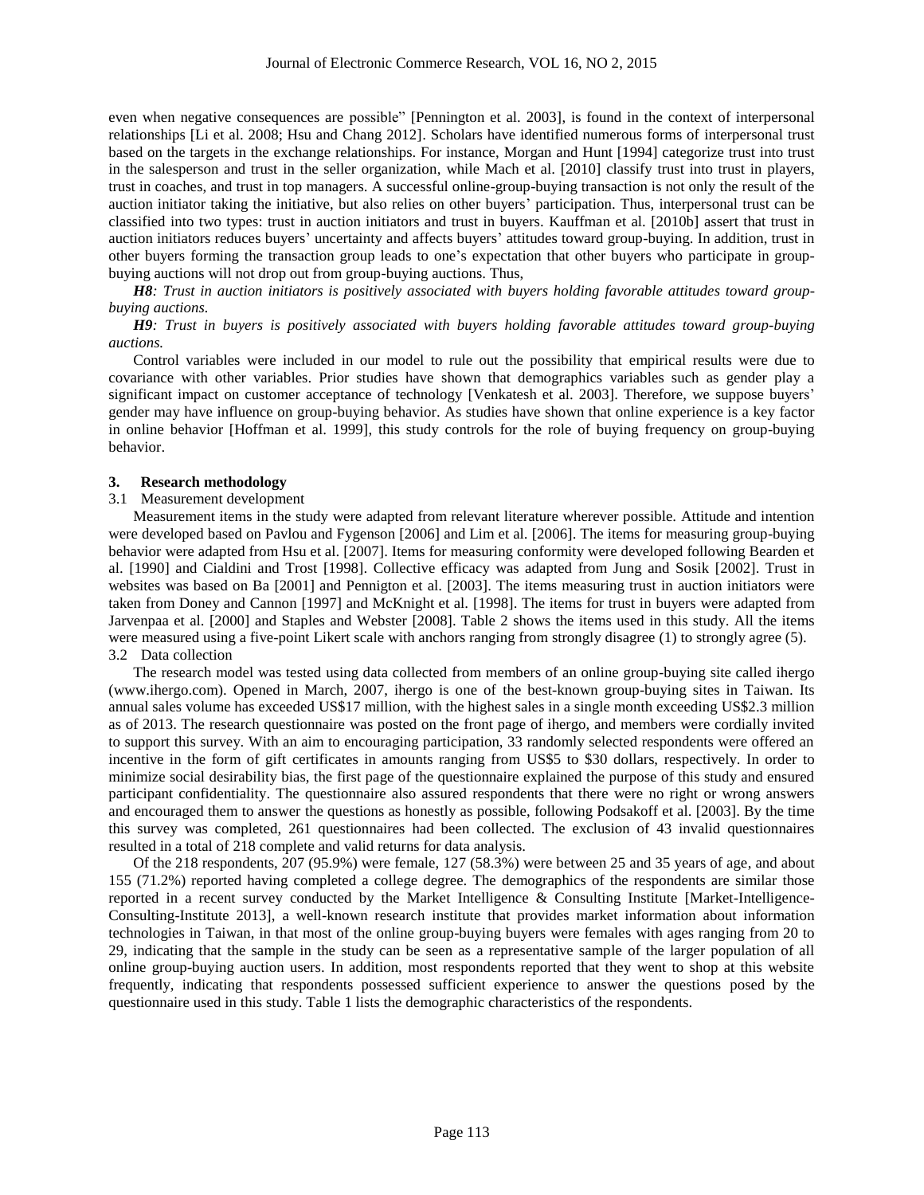even when negative consequences are possible" [Pennington et al. 2003], is found in the context of interpersonal relationships [Li et al. 2008; Hsu and Chang 2012]. Scholars have identified numerous forms of interpersonal trust based on the targets in the exchange relationships. For instance, Morgan and Hunt [1994] categorize trust into trust in the salesperson and trust in the seller organization, while Mach et al. [2010] classify trust into trust in players, trust in coaches, and trust in top managers. A successful online-group-buying transaction is not only the result of the auction initiator taking the initiative, but also relies on other buyers' participation. Thus, interpersonal trust can be classified into two types: trust in auction initiators and trust in buyers. Kauffman et al. [2010b] assert that trust in auction initiators reduces buyers' uncertainty and affects buyers' attitudes toward group-buying. In addition, trust in other buyers forming the transaction group leads to one's expectation that other buyers who participate in group-buying auctions will not drop out from group-buying auctions. Thus,

***H8**: Trust in auction initiators is positively associated with buyers holding favorable attitudes toward group-buying auctions.*

***H9**: Trust in buyers is positively associated with buyers holding favorable attitudes toward group-buying auctions.*

Control variables were included in our model to rule out the possibility that empirical results were due to covariance with other variables. Prior studies have shown that demographics variables such as gender play a significant impact on customer acceptance of technology [Venkatesh et al. 2003]. Therefore, we suppose buyers' gender may have influence on group-buying behavior. As studies have shown that online experience is a key factor in online behavior [Hoffman et al. 1999], this study controls for the role of buying frequency on group-buying behavior.

## 3. Research methodology

### 3.1 Measurement development

Measurement items in the study were adapted from relevant literature wherever possible. Attitude and intention were developed based on Pavlou and Fygenson [2006] and Lim et al. [2006]. The items for measuring group-buying behavior were adapted from Hsu et al. [2007]. Items for measuring conformity were developed following Bearden et al. [1990] and Cialdini and Trost [1998]. Collective efficacy was adapted from Jung and Sosik [2002]. Trust in websites was based on Ba [2001] and Pennington et al. [2003]. The items measuring trust in auction initiators were taken from Doney and Cannon [1997] and McKnight et al. [1998]. The items for trust in buyers were adapted from Jarvenpaa et al. [2000] and Staples and Webster [2008]. Table 2 shows the items used in this study. All the items were measured using a five-point Likert scale with anchors ranging from strongly disagree (1) to strongly agree (5).

### 3.2 Data collection

The research model was tested using data collected from members of an online group-buying site called ihergo (www.ihergo.com). Opened in March, 2007, ihergo is one of the best-known group-buying sites in Taiwan. Its annual sales volume has exceeded US$17 million, with the highest sales in a single month exceeding US$2.3 million as of 2013. The research questionnaire was posted on the front page of ihergo, and members were cordially invited to support this survey. With an aim to encouraging participation, 33 randomly selected respondents were offered an incentive in the form of gift certificates in amounts ranging from US$5 to $30 dollars, respectively. In order to minimize social desirability bias, the first page of the questionnaire explained the purpose of this study and ensured participant confidentiality. The questionnaire also assured respondents that there were no right or wrong answers and encouraged them to answer the questions as honestly as possible, following Podsakoff et al. [2003]. By the time this survey was completed, 261 questionnaires had been collected. The exclusion of 43 invalid questionnaires resulted in a total of 218 complete and valid returns for data analysis.

Of the 218 respondents, 207 (95.9%) were female, 127 (58.3%) were between 25 and 35 years of age, and about 155 (71.2%) reported having completed a college degree. The demographics of the respondents are similar those reported in a recent survey conducted by the Market Intelligence & Consulting Institute [Market-Intelligence-Consulting-Institute 2013], a well-known research institute that provides market information about information technologies in Taiwan, in that most of the online group-buying buyers were females with ages ranging from 20 to 29, indicating that the sample in the study can be seen as a representative sample of the larger population of all online group-buying auction users. In addition, most respondents reported that they went to shop at this website frequently, indicating that respondents possessed sufficient experience to answer the questions posed by the questionnaire used in this study. Table 1 lists the demographic characteristics of the respondents.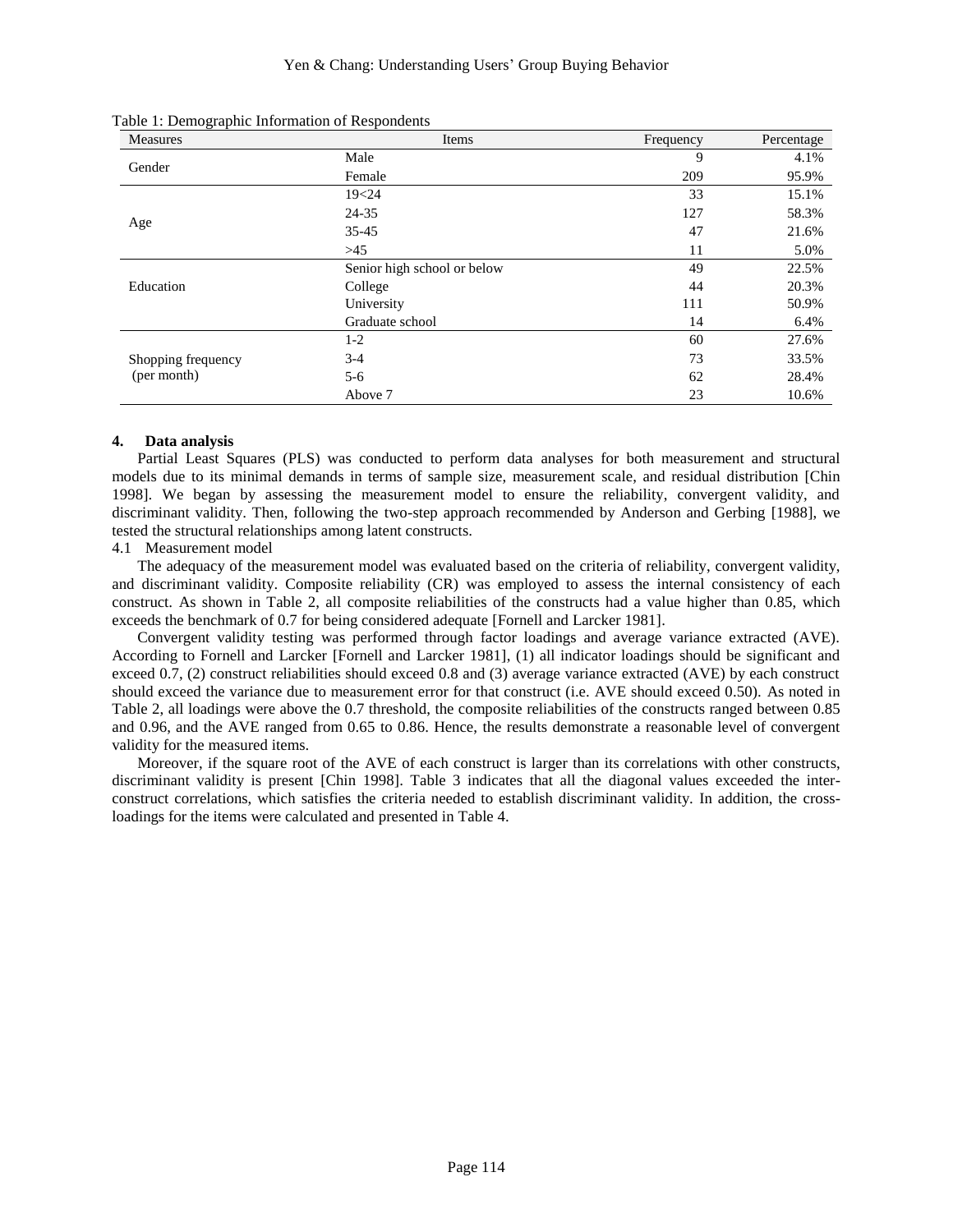Table 1: Demographic Information of Respondents

| Measures | Items | Frequency | Percentage |
|---|---|---|---|
| Gender | Male | 9 | 4.1% |
| | Female | 209 | 95.9% |
| Age | 19<24 | 33 | 15.1% |
| | 24-35 | 127 | 58.3% |
| | 35-45 | 47 | 21.6% |
| | >45 | 11 | 5.0% |
| Education | Senior high school or below | 49 | 22.5% |
| | College | 44 | 20.3% |
| | University | 111 | 50.9% |
| | Graduate school | 14 | 6.4% |
| Shopping frequency (per month) | 1-2 | 60 | 27.6% |
| | 3-4 | 73 | 33.5% |
| | 5-6 | 62 | 28.4% |
| | Above 7 | 23 | 10.6% |

## 4. Data analysis

Partial Least Squares (PLS) was conducted to perform data analyses for both measurement and structural models due to its minimal demands in terms of sample size, measurement scale, and residual distribution [Chin 1998]. We began by assessing the measurement model to ensure the reliability, convergent validity, and discriminant validity. Then, following the two-step approach recommended by Anderson and Gerbing [1988], we tested the structural relationships among latent constructs.

### 4.1 Measurement model

The adequacy of the measurement model was evaluated based on the criteria of reliability, convergent validity, and discriminant validity. Composite reliability (CR) was employed to assess the internal consistency of each construct. As shown in Table 2, all composite reliabilities of the constructs had a value higher than 0.85, which exceeds the benchmark of 0.7 for being considered adequate [Fornell and Larcker 1981].

Convergent validity testing was performed through factor loadings and average variance extracted (AVE). According to Fornell and Larcker [Fornell and Larcker 1981], (1) all indicator loadings should be significant and exceed 0.7, (2) construct reliabilities should exceed 0.8 and (3) average variance extracted (AVE) by each construct should exceed the variance due to measurement error for that construct (i.e. AVE should exceed 0.50). As noted in Table 2, all loadings were above the 0.7 threshold, the composite reliabilities of the constructs ranged between 0.85 and 0.96, and the AVE ranged from 0.65 to 0.86. Hence, the results demonstrate a reasonable level of convergent validity for the measured items.

Moreover, if the square root of the AVE of each construct is larger than its correlations with other constructs, discriminant validity is present [Chin 1998]. Table 3 indicates that all the diagonal values exceeded the inter-construct correlations, which satisfies the criteria needed to establish discriminant validity. In addition, the cross-loadings for the items were calculated and presented in Table 4.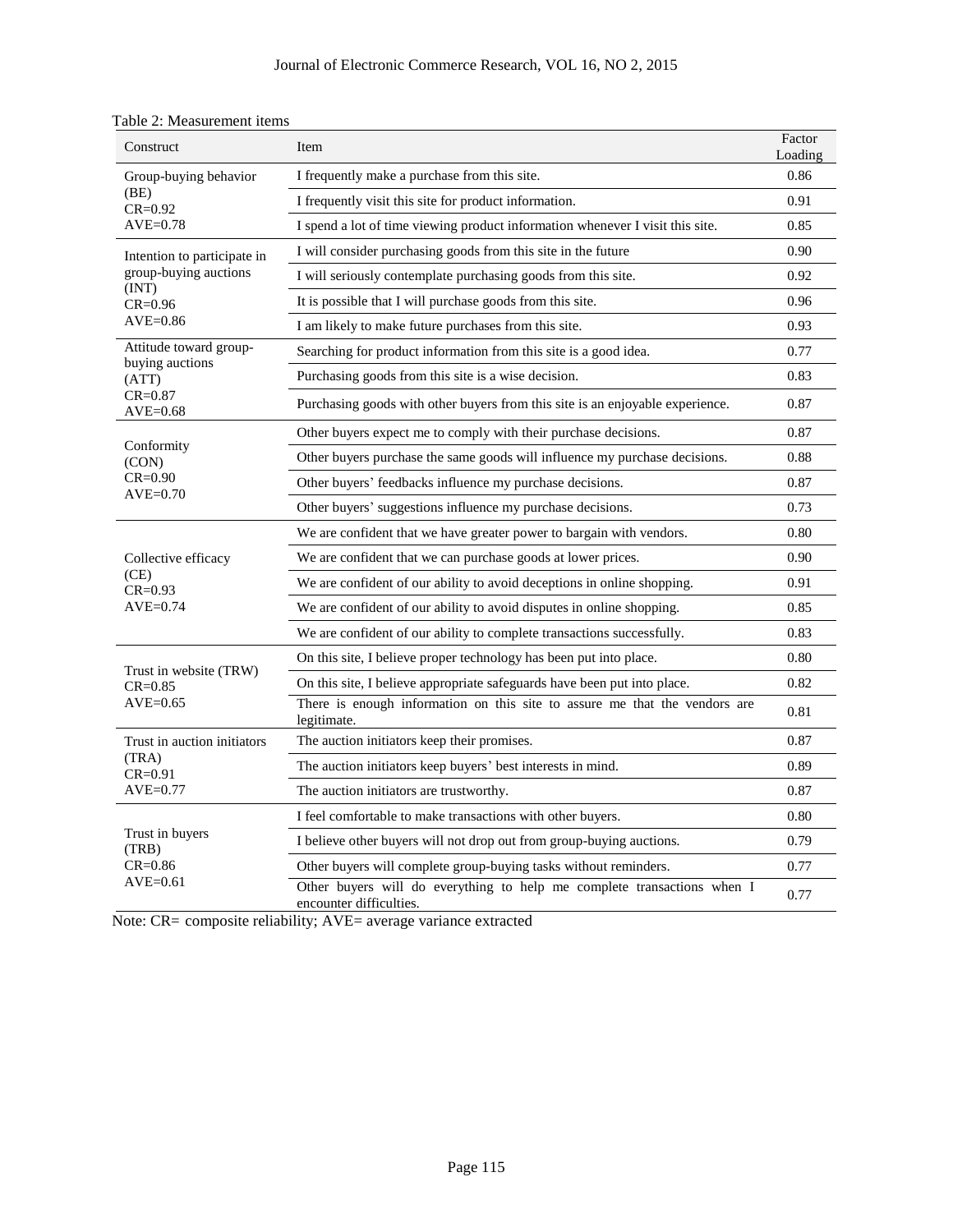Table 2: Measurement items

| Construct | Item | Factor Loading |
|---|---|---|
| Group-buying behavior (BE) CR=0.92 AVE=0.78 | I frequently make a purchase from this site. | 0.86 |
| | I frequently visit this site for product information. | 0.91 |
| | I spend a lot of time viewing product information whenever I visit this site. | 0.85 |
| Intention to participate in group-buying auctions (INT) CR=0.96 AVE=0.86 | I will consider purchasing goods from this site in the future | 0.90 |
| | I will seriously contemplate purchasing goods from this site. | 0.92 |
| | It is possible that I will purchase goods from this site. | 0.96 |
| | I am likely to make future purchases from this site. | 0.93 |
| Attitude toward group-buying auctions (ATT) CR=0.87 AVE=0.68 | Searching for product information from this site is a good idea. | 0.77 |
| | Purchasing goods from this site is a wise decision. | 0.83 |
| | Purchasing goods with other buyers from this site is an enjoyable experience. | 0.87 |
| Conformity (CON) CR=0.90 AVE=0.70 | Other buyers expect me to comply with their purchase decisions. | 0.87 |
| | Other buyers purchase the same goods will influence my purchase decisions. | 0.88 |
| | Other buyers' feedbacks influence my purchase decisions. | 0.87 |
| | Other buyers' suggestions influence my purchase decisions. | 0.73 |
| Collective efficacy (CE) CR=0.93 AVE=0.74 | We are confident that we have greater power to bargain with vendors. | 0.80 |
| | We are confident that we can purchase goods at lower prices. | 0.90 |
| | We are confident of our ability to avoid deceptions in online shopping. | 0.91 |
| | We are confident of our ability to avoid disputes in online shopping. | 0.85 |
| | We are confident of our ability to complete transactions successfully. | 0.83 |
| Trust in website (TRW) CR=0.85 AVE=0.65 | On this site, I believe proper technology has been put into place. | 0.80 |
| | On this site, I believe appropriate safeguards have been put into place. | 0.82 |
| | There is enough information on this site to assure me that the vendors are legitimate. | 0.81 |
| Trust in auction initiators (TRA) CR=0.91 AVE=0.77 | The auction initiators keep their promises. | 0.87 |
| | The auction initiators keep buyers' best interests in mind. | 0.89 |
| | The auction initiators are trustworthy. | 0.87 |
| Trust in buyers (TRB) CR=0.86 AVE=0.61 | I feel comfortable to make transactions with other buyers. | 0.80 |
| | I believe other buyers will not drop out from group-buying auctions. | 0.79 |
| | Other buyers will complete group-buying tasks without reminders. | 0.77 |
| | Other buyers will do everything to help me complete transactions when I encounter difficulties. | 0.77 |

Note: CR= composite reliability; AVE= average variance extracted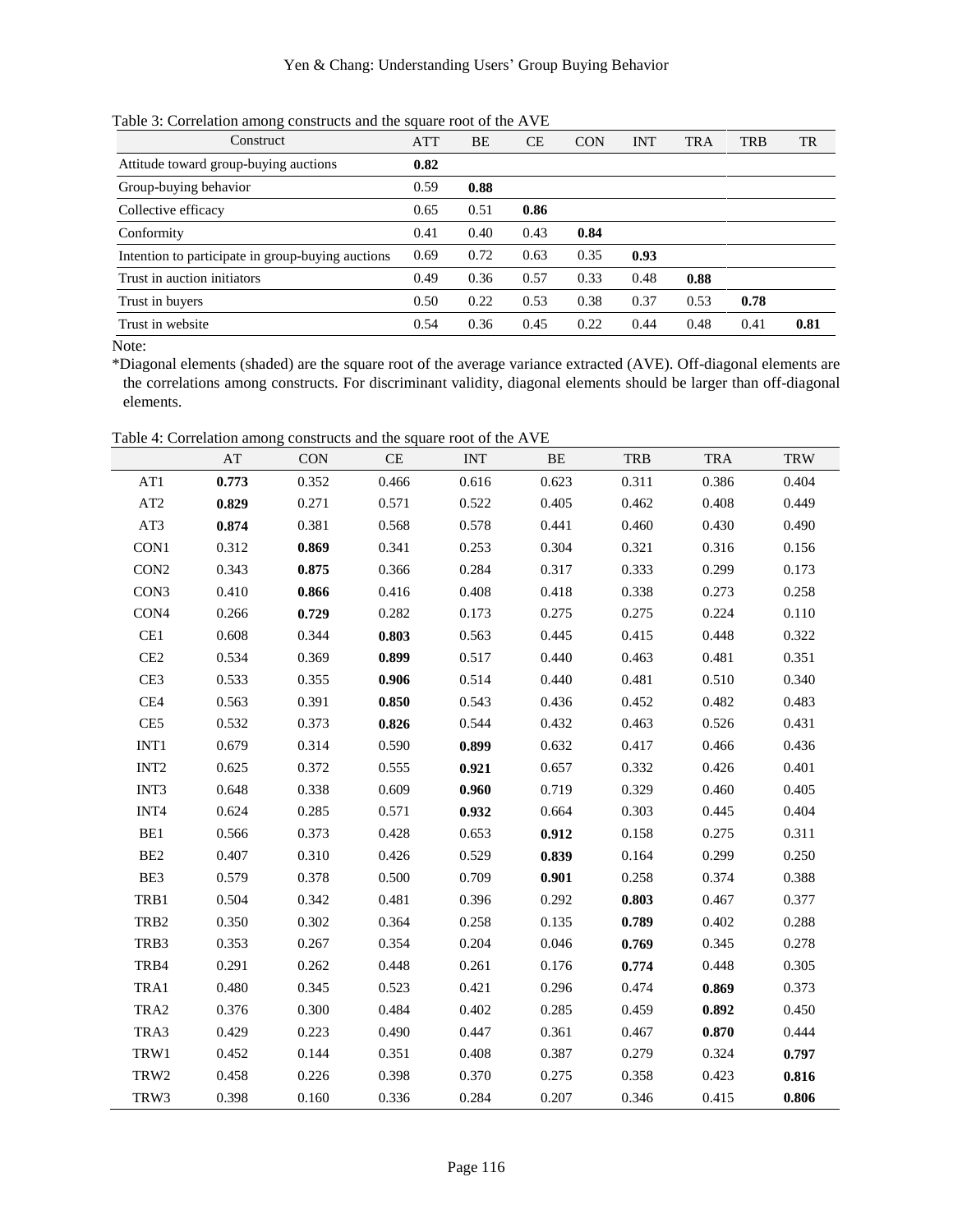Table 3: Correlation among constructs and the square root of the AVE

| Construct | ATT | BE | CE | CON | INT | TRA | TRB | TR |
|---|---|---|---|---|---|---|---|---|
| Attitude toward group-buying auctions | **0.82** | | | | | | | |
| Group-buying behavior | 0.59 | **0.88** | | | | | | |
| Collective efficacy | 0.65 | 0.51 | **0.86** | | | | | |
| Conformity | 0.41 | 0.40 | 0.43 | **0.84** | | | | |
| Intention to participate in group-buying auctions | 0.69 | 0.72 | 0.63 | 0.35 | **0.93** | | | |
| Trust in auction initiators | 0.49 | 0.36 | 0.57 | 0.33 | 0.48 | **0.88** | | |
| Trust in buyers | 0.50 | 0.22 | 0.53 | 0.38 | 0.37 | 0.53 | **0.78** | |
| Trust in website | 0.54 | 0.36 | 0.45 | 0.22 | 0.44 | 0.48 | 0.41 | **0.81** |

Note:

*Diagonal elements (shaded) are the square root of the average variance extracted (AVE). Off-diagonal elements are the correlations among constructs. For discriminant validity, diagonal elements should be larger than off-diagonal elements.

Table 4: Correlation among constructs and the square root of the AVE

| | AT | CON | CE | INT | BE | TRB | TRA | TRW |
|---|---|---|---|---|---|---|---|---|
| AT1 | **0.773** | 0.352 | 0.466 | 0.616 | 0.623 | 0.311 | 0.386 | 0.404 |
| AT2 | **0.829** | 0.271 | 0.571 | 0.522 | 0.405 | 0.462 | 0.408 | 0.449 |
| AT3 | **0.874** | 0.381 | 0.568 | 0.578 | 0.441 | 0.460 | 0.430 | 0.490 |
| CON1 | 0.312 | **0.869** | 0.341 | 0.253 | 0.304 | 0.321 | 0.316 | 0.156 |
| CON2 | 0.343 | **0.875** | 0.366 | 0.284 | 0.317 | 0.333 | 0.299 | 0.173 |
| CON3 | 0.410 | **0.866** | 0.416 | 0.408 | 0.418 | 0.338 | 0.273 | 0.258 |
| CON4 | 0.266 | **0.729** | 0.282 | 0.173 | 0.275 | 0.275 | 0.224 | 0.110 |
| CE1 | 0.608 | 0.344 | **0.803** | 0.563 | 0.445 | 0.415 | 0.448 | 0.322 |
| CE2 | 0.534 | 0.369 | **0.899** | 0.517 | 0.440 | 0.463 | 0.481 | 0.351 |
| CE3 | 0.533 | 0.355 | **0.906** | 0.514 | 0.440 | 0.481 | 0.510 | 0.340 |
| CE4 | 0.563 | 0.391 | **0.850** | 0.543 | 0.436 | 0.452 | 0.482 | 0.483 |
| CE5 | 0.532 | 0.373 | **0.826** | 0.544 | 0.432 | 0.463 | 0.526 | 0.431 |
| INT1 | 0.679 | 0.314 | 0.590 | **0.899** | 0.632 | 0.417 | 0.466 | 0.436 |
| INT2 | 0.625 | 0.372 | 0.555 | **0.921** | 0.657 | 0.332 | 0.426 | 0.401 |
| INT3 | 0.648 | 0.338 | 0.609 | **0.960** | 0.719 | 0.329 | 0.460 | 0.405 |
| INT4 | 0.624 | 0.285 | 0.571 | **0.932** | 0.664 | 0.303 | 0.445 | 0.404 |
| BE1 | 0.566 | 0.373 | 0.428 | 0.653 | **0.912** | 0.158 | 0.275 | 0.311 |
| BE2 | 0.407 | 0.310 | 0.426 | 0.529 | **0.839** | 0.164 | 0.299 | 0.250 |
| BE3 | 0.579 | 0.378 | 0.500 | 0.709 | **0.901** | 0.258 | 0.374 | 0.388 |
| TRB1 | 0.504 | 0.342 | 0.481 | 0.396 | 0.292 | **0.803** | 0.467 | 0.377 |
| TRB2 | 0.350 | 0.302 | 0.364 | 0.258 | 0.135 | **0.789** | 0.402 | 0.288 |
| TRB3 | 0.353 | 0.267 | 0.354 | 0.204 | 0.046 | **0.769** | 0.345 | 0.278 |
| TRB4 | 0.291 | 0.262 | 0.448 | 0.261 | 0.176 | **0.774** | 0.448 | 0.305 |
| TRA1 | 0.480 | 0.345 | 0.523 | 0.421 | 0.296 | 0.474 | **0.869** | 0.373 |
| TRA2 | 0.376 | 0.300 | 0.484 | 0.402 | 0.285 | 0.459 | **0.892** | 0.450 |
| TRA3 | 0.429 | 0.223 | 0.490 | 0.447 | 0.361 | 0.467 | **0.870** | 0.444 |
| TRW1 | 0.452 | 0.144 | 0.351 | 0.408 | 0.387 | 0.279 | 0.324 | **0.797** |
| TRW2 | 0.458 | 0.226 | 0.398 | 0.370 | 0.275 | 0.358 | 0.423 | **0.816** |
| TRW3 | 0.398 | 0.160 | 0.336 | 0.284 | 0.207 | 0.346 | 0.415 | **0.806** |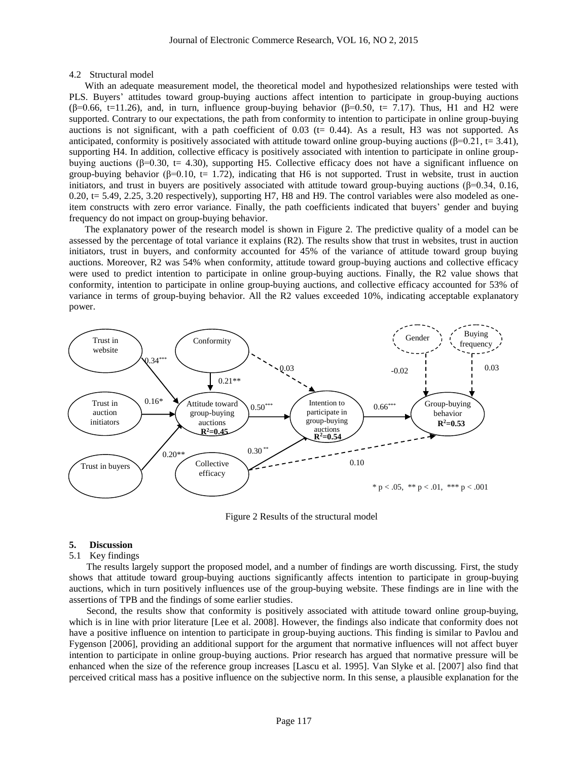### 4.2 Structural model

With an adequate measurement model, the theoretical model and hypothesized relationships were tested with PLS. Buyers' attitudes toward group-buying auctions affect intention to participate in group-buying auctions (β=0.66, t=11.26), and, in turn, influence group-buying behavior (β=0.50, t= 7.17). Thus, H1 and H2 were supported. Contrary to our expectations, the path from conformity to intention to participate in online group-buying auctions is not significant, with a path coefficient of 0.03 (t= 0.44). As a result, H3 was not supported. As anticipated, conformity is positively associated with attitude toward online group-buying auctions (β=0.21, t= 3.41), supporting H4. In addition, collective efficacy is positively associated with intention to participate in online group-buying auctions (β=0.30, t= 4.30), supporting H5. Collective efficacy does not have a significant influence on group-buying behavior (β=0.10, t= 1.72), indicating that H6 is not supported. Trust in website, trust in auction initiators, and trust in buyers are positively associated with attitude toward group-buying auctions (β=0.34, 0.16, 0.20, t= 5.49, 2.25, 3.20 respectively), supporting H7, H8 and H9. The control variables were also modeled as one-item constructs with zero error variance. Finally, the path coefficients indicated that buyers' gender and buying frequency do not impact on group-buying behavior.

The explanatory power of the research model is shown in Figure 2. The predictive quality of a model can be assessed by the percentage of total variance it explains (R2). The results show that trust in websites, trust in auction initiators, trust in buyers, and conformity accounted for 45% of the variance of attitude toward group buying auctions. Moreover, R2 was 54% when conformity, attitude toward group-buying auctions and collective efficacy were used to predict intention to participate in online group-buying auctions. Finally, the R2 value shows that conformity, intention to participate in online group-buying auctions, and collective efficacy accounted for 53% of variance in terms of group-buying behavior. All the R2 values exceeded 10%, indicating acceptable explanatory power.

Figure 2 Results of the structural model

## 5. Discussion

### 5.1 Key findings

The results largely support the proposed model, and a number of findings are worth discussing. First, the study shows that attitude toward group-buying auctions significantly affects intention to participate in group-buying auctions, which in turn positively influences use of the group-buying website. These findings are in line with the assertions of TPB and the findings of some earlier studies.

Second, the results show that conformity is positively associated with attitude toward online group-buying, which is in line with prior literature [Lee et al. 2008]. However, the findings also indicate that conformity does not have a positive influence on intention to participate in group-buying auctions. This finding is similar to Pavlou and Fygenson [2006], providing an additional support for the argument that normative influences will not affect buyer intention to participate in online group-buying auctions. Prior research has argued that normative pressure will be enhanced when the size of the reference group increases [Lascu et al. 1995]. Van Slyke et al. [2007] also find that perceived critical mass has a positive influence on the subjective norm. In this sense, a plausible explanation for the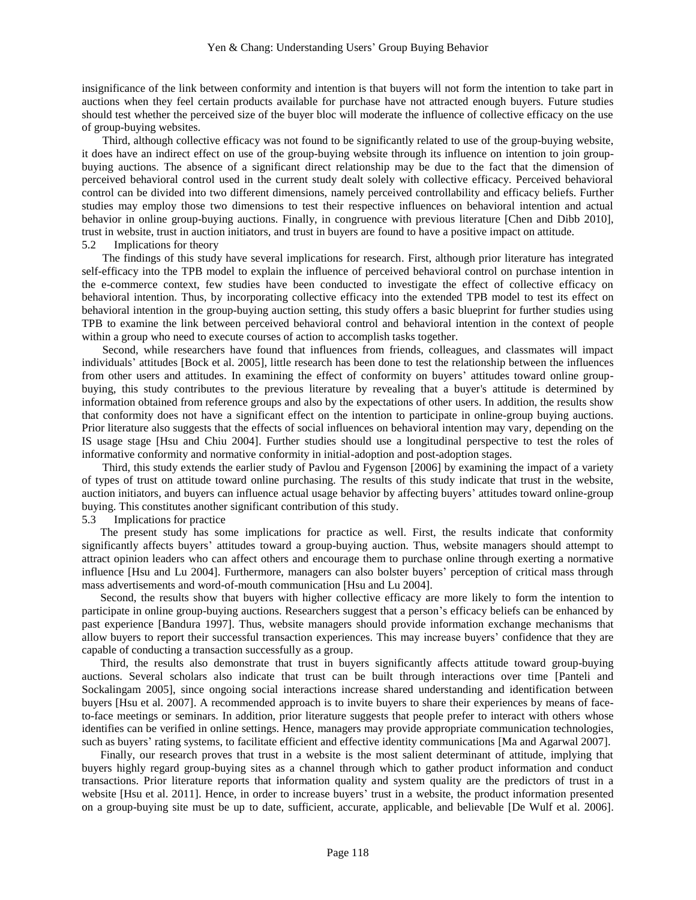insignificance of the link between conformity and intention is that buyers will not form the intention to take part in auctions when they feel certain products available for purchase have not attracted enough buyers. Future studies should test whether the perceived size of the buyer bloc will moderate the influence of collective efficacy on the use of group-buying websites.

Third, although collective efficacy was not found to be significantly related to use of the group-buying website, it does have an indirect effect on use of the group-buying website through its influence on intention to join group-buying auctions. The absence of a significant direct relationship may be due to the fact that the dimension of perceived behavioral control used in the current study dealt solely with collective efficacy. Perceived behavioral control can be divided into two different dimensions, namely perceived controllability and efficacy beliefs. Further studies may employ those two dimensions to test their respective influences on behavioral intention and actual behavior in online group-buying auctions. Finally, in congruence with previous literature [Chen and Dibb 2010], trust in website, trust in auction initiators, and trust in buyers are found to have a positive impact on attitude.

### 5.2 Implications for theory

The findings of this study have several implications for research. First, although prior literature has integrated self-efficacy into the TPB model to explain the influence of perceived behavioral control on purchase intention in the e-commerce context, few studies have been conducted to investigate the effect of collective efficacy on behavioral intention. Thus, by incorporating collective efficacy into the extended TPB model to test its effect on behavioral intention in the group-buying auction setting, this study offers a basic blueprint for further studies using TPB to examine the link between perceived behavioral control and behavioral intention in the context of people within a group who need to execute courses of action to accomplish tasks together.

Second, while researchers have found that influences from friends, colleagues, and classmates will impact individuals' attitudes [Bock et al. 2005], little research has been done to test the relationship between the influences from other users and attitudes. In examining the effect of conformity on buyers' attitudes toward online group-buying, this study contributes to the previous literature by revealing that a buyer's attitude is determined by information obtained from reference groups and also by the expectations of other users. In addition, the results show that conformity does not have a significant effect on the intention to participate in online-group buying auctions. Prior literature also suggests that the effects of social influences on behavioral intention may vary, depending on the IS usage stage [Hsu and Chiu 2004]. Further studies should use a longitudinal perspective to test the roles of informative conformity and normative conformity in initial-adoption and post-adoption stages.

Third, this study extends the earlier study of Pavlou and Fygenson [2006] by examining the impact of a variety of types of trust on attitude toward online purchasing. The results of this study indicate that trust in the website, auction initiators, and buyers can influence actual usage behavior by affecting buyers' attitudes toward online-group buying. This constitutes another significant contribution of this study.

### 5.3 Implications for practice

The present study has some implications for practice as well. First, the results indicate that conformity significantly affects buyers' attitudes toward a group-buying auction. Thus, website managers should attempt to attract opinion leaders who can affect others and encourage them to purchase online through exerting a normative influence [Hsu and Lu 2004]. Furthermore, managers can also bolster buyers' perception of critical mass through mass advertisements and word-of-mouth communication [Hsu and Lu 2004].

Second, the results show that buyers with higher collective efficacy are more likely to form the intention to participate in online group-buying auctions. Researchers suggest that a person's efficacy beliefs can be enhanced by past experience [Bandura 1997]. Thus, website managers should provide information exchange mechanisms that allow buyers to report their successful transaction experiences. This may increase buyers' confidence that they are capable of conducting a transaction successfully as a group.

Third, the results also demonstrate that trust in buyers significantly affects attitude toward group-buying auctions. Several scholars also indicate that trust can be built through interactions over time [Panteli and Sockalingam 2005], since ongoing social interactions increase shared understanding and identification between buyers [Hsu et al. 2007]. A recommended approach is to invite buyers to share their experiences by means of face-to-face meetings or seminars. In addition, prior literature suggests that people prefer to interact with others whose identifies can be verified in online settings. Hence, managers may provide appropriate communication technologies, such as buyers' rating systems, to facilitate efficient and effective identity communications [Ma and Agarwal 2007].

Finally, our research proves that trust in a website is the most salient determinant of attitude, implying that buyers highly regard group-buying sites as a channel through which to gather product information and conduct transactions. Prior literature reports that information quality and system quality are the predictors of trust in a website [Hsu et al. 2011]. Hence, in order to increase buyers' trust in a website, the product information presented on a group-buying site must be up to date, sufficient, accurate, applicable, and believable [De Wulf et al. 2006].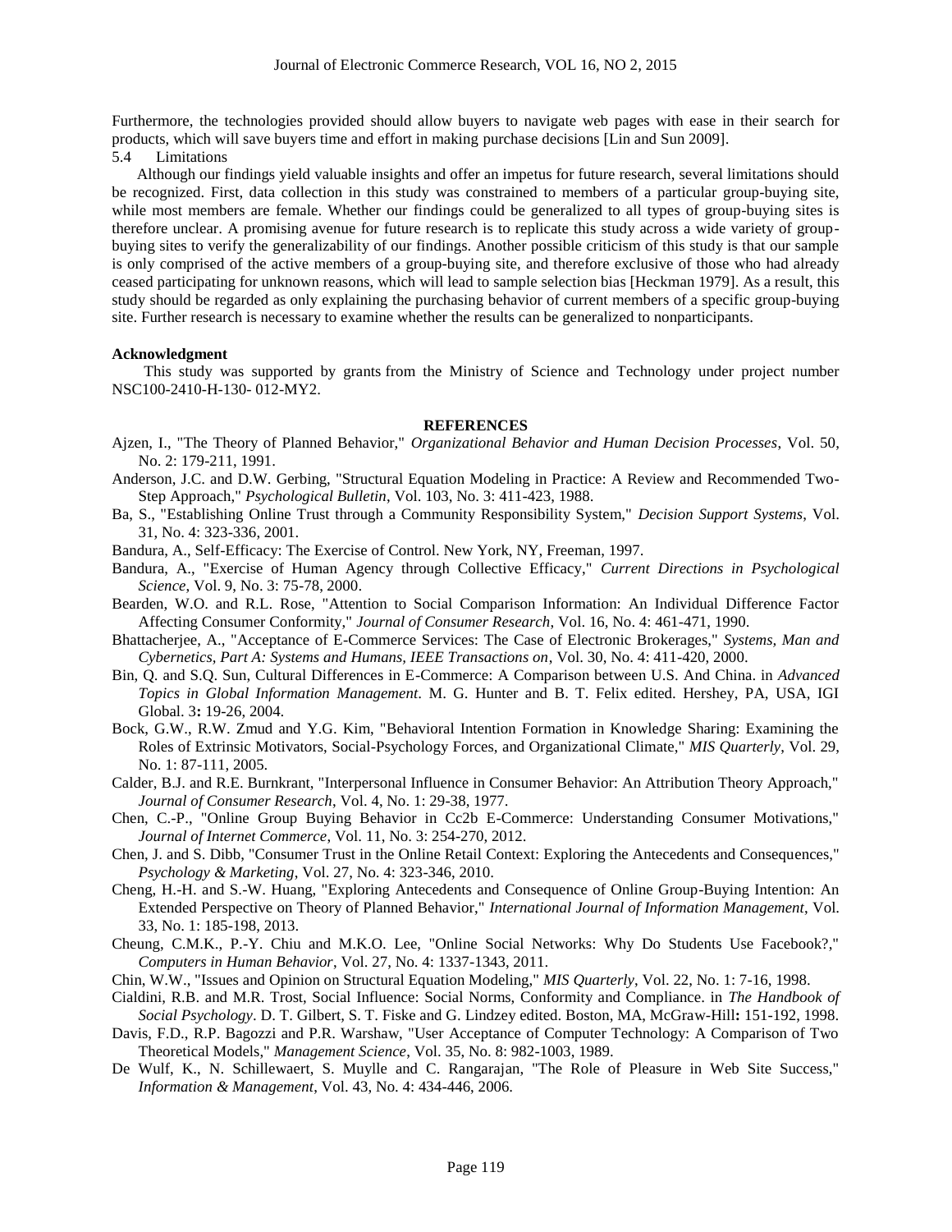Furthermore, the technologies provided should allow buyers to navigate web pages with ease in their search for products, which will save buyers time and effort in making purchase decisions [Lin and Sun 2009].

### 5.4 Limitations

Although our findings yield valuable insights and offer an impetus for future research, several limitations should be recognized. First, data collection in this study was constrained to members of a particular group-buying site, while most members are female. Whether our findings could be generalized to all types of group-buying sites is therefore unclear. A promising avenue for future research is to replicate this study across a wide variety of group-buying sites to verify the generalizability of our findings. Another possible criticism of this study is that our sample is only comprised of the active members of a group-buying site, and therefore exclusive of those who had already ceased participating for unknown reasons, which will lead to sample selection bias [Heckman 1979]. As a result, this study should be regarded as only explaining the purchasing behavior of current members of a specific group-buying site. Further research is necessary to examine whether the results can be generalized to nonparticipants.

**Acknowledgment**

This study was supported by grants from the Ministry of Science and Technology under project number NSC100-2410-H-130- 012-MY2.

## REFERENCES

Ajzen, I., "The Theory of Planned Behavior," *Organizational Behavior and Human Decision Processes*, Vol. 50, No. 2: 179-211, 1991.

Anderson, J.C. and D.W. Gerbing, "Structural Equation Modeling in Practice: A Review and Recommended Two-Step Approach," *Psychological Bulletin*, Vol. 103, No. 3: 411-423, 1988.

Ba, S., "Establishing Online Trust through a Community Responsibility System," *Decision Support Systems*, Vol. 31, No. 4: 323-336, 2001.

Bandura, A., Self-Efficacy: The Exercise of Control. New York, NY, Freeman, 1997.

Bandura, A., "Exercise of Human Agency through Collective Efficacy," *Current Directions in Psychological Science*, Vol. 9, No. 3: 75-78, 2000.

Bearden, W.O. and R.L. Rose, "Attention to Social Comparison Information: An Individual Difference Factor Affecting Consumer Conformity," *Journal of Consumer Research*, Vol. 16, No. 4: 461-471, 1990.

Bhattacherjee, A., "Acceptance of E-Commerce Services: The Case of Electronic Brokerages," *Systems, Man and Cybernetics, Part A: Systems and Humans, IEEE Transactions on*, Vol. 30, No. 4: 411-420, 2000.

Bin, Q. and S.Q. Sun, Cultural Differences in E-Commerce: A Comparison between U.S. And China. in *Advanced Topics in Global Information Management*. M. G. Hunter and B. T. Felix edited. Hershey, PA, USA, IGI Global. 3**:** 19-26, 2004.

Bock, G.W., R.W. Zmud and Y.G. Kim, "Behavioral Intention Formation in Knowledge Sharing: Examining the Roles of Extrinsic Motivators, Social-Psychology Forces, and Organizational Climate," *MIS Quarterly*, Vol. 29, No. 1: 87-111, 2005.

Calder, B.J. and R.E. Burnkrant, "Interpersonal Influence in Consumer Behavior: An Attribution Theory Approach," *Journal of Consumer Research*, Vol. 4, No. 1: 29-38, 1977.

Chen, C.-P., "Online Group Buying Behavior in Cc2b E-Commerce: Understanding Consumer Motivations," *Journal of Internet Commerce*, Vol. 11, No. 3: 254-270, 2012.

Chen, J. and S. Dibb, "Consumer Trust in the Online Retail Context: Exploring the Antecedents and Consequences," *Psychology & Marketing*, Vol. 27, No. 4: 323-346, 2010.

Cheng, H.-H. and S.-W. Huang, "Exploring Antecedents and Consequence of Online Group-Buying Intention: An Extended Perspective on Theory of Planned Behavior," *International Journal of Information Management*, Vol. 33, No. 1: 185-198, 2013.

Cheung, C.M.K., P.-Y. Chiu and M.K.O. Lee, "Online Social Networks: Why Do Students Use Facebook?," *Computers in Human Behavior*, Vol. 27, No. 4: 1337-1343, 2011.

Chin, W.W., "Issues and Opinion on Structural Equation Modeling," *MIS Quarterly*, Vol. 22, No. 1: 7-16, 1998.

Cialdini, R.B. and M.R. Trost, Social Influence: Social Norms, Conformity and Compliance. in *The Handbook of Social Psychology*. D. T. Gilbert, S. T. Fiske and G. Lindzey edited. Boston, MA, McGraw-Hill**:** 151-192, 1998.

Davis, F.D., R.P. Bagozzi and P.R. Warshaw, "User Acceptance of Computer Technology: A Comparison of Two Theoretical Models," *Management Science*, Vol. 35, No. 8: 982-1003, 1989.

De Wulf, K., N. Schillewaert, S. Muylle and C. Rangarajan, "The Role of Pleasure in Web Site Success," *Information & Management*, Vol. 43, No. 4: 434-446, 2006.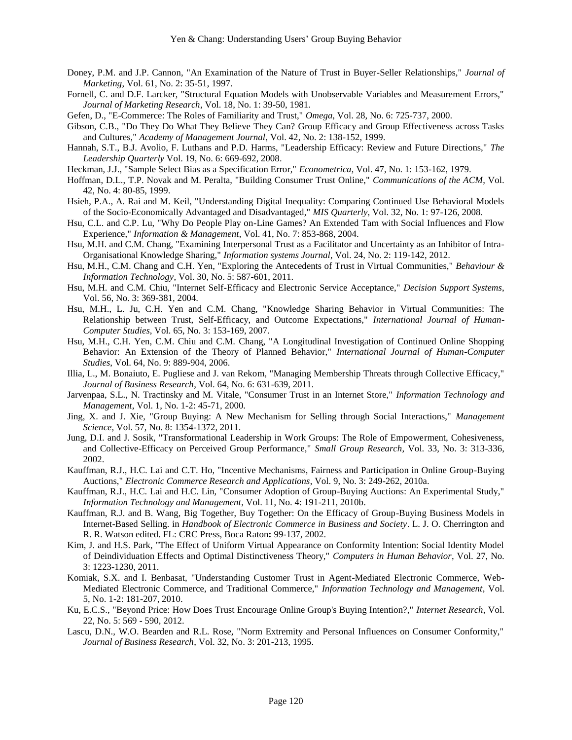Doney, P.M. and J.P. Cannon, "An Examination of the Nature of Trust in Buyer-Seller Relationships," *Journal of Marketing*, Vol. 61, No. 2: 35-51, 1997.

Fornell, C. and D.F. Larcker, "Structural Equation Models with Unobservable Variables and Measurement Errors," *Journal of Marketing Research*, Vol. 18, No. 1: 39-50, 1981.

Gefen, D., "E-Commerce: The Roles of Familiarity and Trust," *Omega*, Vol. 28, No. 6: 725-737, 2000.

Gibson, C.B., "Do They Do What They Believe They Can? Group Efficacy and Group Effectiveness across Tasks and Cultures," *Academy of Management Journal*, Vol. 42, No. 2: 138-152, 1999.

Hannah, S.T., B.J. Avolio, F. Luthans and P.D. Harms, "Leadership Efficacy: Review and Future Directions," *The Leadership Quarterly* Vol. 19, No. 6: 669-692, 2008.

Heckman, J.J., "Sample Select Bias as a Specification Error," *Econometrica*, Vol. 47, No. 1: 153-162, 1979.

Hoffman, D.L., T.P. Novak and M. Peralta, "Building Consumer Trust Online," *Communications of the ACM*, Vol. 42, No. 4: 80-85, 1999.

Hsieh, P.A., A. Rai and M. Keil, "Understanding Digital Inequality: Comparing Continued Use Behavioral Models of the Socio-Economically Advantaged and Disadvantaged," *MIS Quarterly*, Vol. 32, No. 1: 97-126, 2008.

Hsu, C.L. and C.P. Lu, "Why Do People Play on-Line Games? An Extended Tam with Social Influences and Flow Experience," *Information & Management*, Vol. 41, No. 7: 853-868, 2004.

Hsu, M.H. and C.M. Chang, "Examining Interpersonal Trust as a Facilitator and Uncertainty as an Inhibitor of Intra-Organisational Knowledge Sharing," *Information systems Journal*, Vol. 24, No. 2: 119-142, 2012.

Hsu, M.H., C.M. Chang and C.H. Yen, "Exploring the Antecedents of Trust in Virtual Communities," *Behaviour & Information Technology*, Vol. 30, No. 5: 587-601, 2011.

Hsu, M.H. and C.M. Chiu, "Internet Self-Efficacy and Electronic Service Acceptance," *Decision Support Systems*, Vol. 56, No. 3: 369-381, 2004.

Hsu, M.H., L. Ju, C.H. Yen and C.M. Chang, "Knowledge Sharing Behavior in Virtual Communities: The Relationship between Trust, Self-Efficacy, and Outcome Expectations," *International Journal of Human-Computer Studies*, Vol. 65, No. 3: 153-169, 2007.

Hsu, M.H., C.H. Yen, C.M. Chiu and C.M. Chang, "A Longitudinal Investigation of Continued Online Shopping Behavior: An Extension of the Theory of Planned Behavior," *International Journal of Human-Computer Studies*, Vol. 64, No. 9: 889-904, 2006.

Illia, L., M. Bonaiuto, E. Pugliese and J. van Rekom, "Managing Membership Threats through Collective Efficacy," *Journal of Business Research*, Vol. 64, No. 6: 631-639, 2011.

Jarvenpaa, S.L., N. Tractinsky and M. Vitale, "Consumer Trust in an Internet Store," *Information Technology and Management*, Vol. 1, No. 1-2: 45-71, 2000.

Jing, X. and J. Xie, "Group Buying: A New Mechanism for Selling through Social Interactions," *Management Science*, Vol. 57, No. 8: 1354-1372, 2011.

Jung, D.I. and J. Sosik, "Transformational Leadership in Work Groups: The Role of Empowerment, Cohesiveness, and Collective-Efficacy on Perceived Group Performance," *Small Group Research*, Vol. 33, No. 3: 313-336, 2002.

Kauffman, R.J., H.C. Lai and C.T. Ho, "Incentive Mechanisms, Fairness and Participation in Online Group-Buying Auctions," *Electronic Commerce Research and Applications*, Vol. 9, No. 3: 249-262, 2010a.

Kauffman, R.J., H.C. Lai and H.C. Lin, "Consumer Adoption of Group-Buying Auctions: An Experimental Study," *Information Technology and Management*, Vol. 11, No. 4: 191-211, 2010b.

Kauffman, R.J. and B. Wang, Big Together, Buy Together: On the Efficacy of Group-Buying Business Models in Internet-Based Selling. in *Handbook of Electronic Commerce in Business and Society*. L. J. O. Cherrington and R. R. Watson edited. FL: CRC Press, Boca Raton**:** 99-137, 2002.

Kim, J. and H.S. Park, "The Effect of Uniform Virtual Appearance on Conformity Intention: Social Identity Model of Deindividuation Effects and Optimal Distinctiveness Theory," *Computers in Human Behavior*, Vol. 27, No. 3: 1223-1230, 2011.

Komiak, S.X. and I. Benbasat, "Understanding Customer Trust in Agent-Mediated Electronic Commerce, Web-Mediated Electronic Commerce, and Traditional Commerce," *Information Technology and Management*, Vol. 5, No. 1-2: 181-207, 2010.

Ku, E.C.S., "Beyond Price: How Does Trust Encourage Online Group's Buying Intention?," *Internet Research*, Vol. 22, No. 5: 569 - 590, 2012.

Lascu, D.N., W.O. Bearden and R.L. Rose, "Norm Extremity and Personal Influences on Consumer Conformity," *Journal of Business Research*, Vol. 32, No. 3: 201-213, 1995.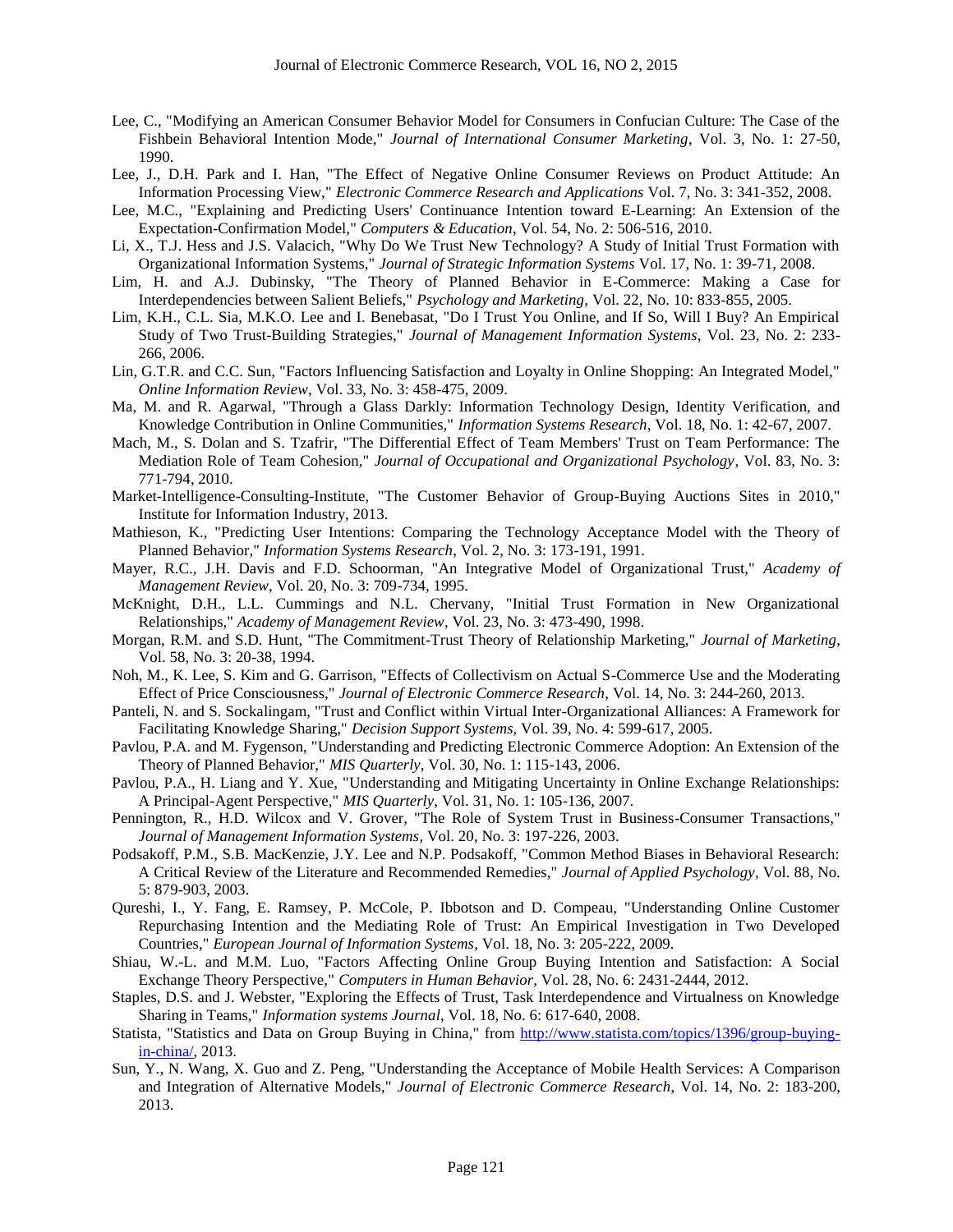Lee, C., "Modifying an American Consumer Behavior Model for Consumers in Confucian Culture: The Case of the Fishbein Behavioral Intention Mode," *Journal of International Consumer Marketing*, Vol. 3, No. 1: 27-50, 1990.

Lee, J., D.H. Park and I. Han, "The Effect of Negative Online Consumer Reviews on Product Attitude: An Information Processing View," *Electronic Commerce Research and Applications* Vol. 7, No. 3: 341-352, 2008.

Lee, M.C., "Explaining and Predicting Users' Continuance Intention toward E-Learning: An Extension of the Expectation-Confirmation Model," *Computers & Education*, Vol. 54, No. 2: 506-516, 2010.

Li, X., T.J. Hess and J.S. Valacich, "Why Do We Trust New Technology? A Study of Initial Trust Formation with Organizational Information Systems," *Journal of Strategic Information Systems* Vol. 17, No. 1: 39-71, 2008.

Lim, H. and A.J. Dubinsky, "The Theory of Planned Behavior in E-Commerce: Making a Case for Interdependencies between Salient Beliefs," *Psychology and Marketing*, Vol. 22, No. 10: 833-855, 2005.

Lim, K.H., C.L. Sia, M.K.O. Lee and I. Benebasat, "Do I Trust You Online, and If So, Will I Buy? An Empirical Study of Two Trust-Building Strategies," *Journal of Management Information Systems*, Vol. 23, No. 2: 233-266, 2006.

Lin, G.T.R. and C.C. Sun, "Factors Influencing Satisfaction and Loyalty in Online Shopping: An Integrated Model," *Online Information Review*, Vol. 33, No. 3: 458-475, 2009.

Ma, M. and R. Agarwal, "Through a Glass Darkly: Information Technology Design, Identity Verification, and Knowledge Contribution in Online Communities," *Information Systems Research*, Vol. 18, No. 1: 42-67, 2007.

Mach, M., S. Dolan and S. Tzafrir, "The Differential Effect of Team Members' Trust on Team Performance: The Mediation Role of Team Cohesion," *Journal of Occupational and Organizational Psychology*, Vol. 83, No. 3: 771-794, 2010.

Market-Intelligence-Consulting-Institute, "The Customer Behavior of Group-Buying Auctions Sites in 2010," Institute for Information Industry, 2013.

Mathieson, K., "Predicting User Intentions: Comparing the Technology Acceptance Model with the Theory of Planned Behavior," *Information Systems Research*, Vol. 2, No. 3: 173-191, 1991.

Mayer, R.C., J.H. Davis and F.D. Schoorman, "An Integrative Model of Organizational Trust," *Academy of Management Review*, Vol. 20, No. 3: 709-734, 1995.

McKnight, D.H., L.L. Cummings and N.L. Chervany, "Initial Trust Formation in New Organizational Relationships," *Academy of Management Review*, Vol. 23, No. 3: 473-490, 1998.

Morgan, R.M. and S.D. Hunt, "The Commitment-Trust Theory of Relationship Marketing," *Journal of Marketing*, Vol. 58, No. 3: 20-38, 1994.

Noh, M., K. Lee, S. Kim and G. Garrison, "Effects of Collectivism on Actual S-Commerce Use and the Moderating Effect of Price Consciousness," *Journal of Electronic Commerce Research*, Vol. 14, No. 3: 244-260, 2013.

Panteli, N. and S. Sockalingam, "Trust and Conflict within Virtual Inter-Organizational Alliances: A Framework for Facilitating Knowledge Sharing," *Decision Support Systems*, Vol. 39, No. 4: 599-617, 2005.

Pavlou, P.A. and M. Fygenson, "Understanding and Predicting Electronic Commerce Adoption: An Extension of the Theory of Planned Behavior," *MIS Quarterly*, Vol. 30, No. 1: 115-143, 2006.

Pavlou, P.A., H. Liang and Y. Xue, "Understanding and Mitigating Uncertainty in Online Exchange Relationships: A Principal-Agent Perspective," *MIS Quarterly*, Vol. 31, No. 1: 105-136, 2007.

Pennington, R., H.D. Wilcox and V. Grover, "The Role of System Trust in Business-Consumer Transactions," *Journal of Management Information Systems*, Vol. 20, No. 3: 197-226, 2003.

Podsakoff, P.M., S.B. MacKenzie, J.Y. Lee and N.P. Podsakoff, "Common Method Biases in Behavioral Research: A Critical Review of the Literature and Recommended Remedies," *Journal of Applied Psychology*, Vol. 88, No. 5: 879-903, 2003.

Qureshi, I., Y. Fang, E. Ramsey, P. McCole, P. Ibbotson and D. Compeau, "Understanding Online Customer Repurchasing Intention and the Mediating Role of Trust: An Empirical Investigation in Two Developed Countries," *European Journal of Information Systems*, Vol. 18, No. 3: 205-222, 2009.

Shiau, W.-L. and M.M. Luo, "Factors Affecting Online Group Buying Intention and Satisfaction: A Social Exchange Theory Perspective," *Computers in Human Behavior*, Vol. 28, No. 6: 2431-2444, 2012.

Staples, D.S. and J. Webster, "Exploring the Effects of Trust, Task Interdependence and Virtualness on Knowledge Sharing in Teams," *Information systems Journal*, Vol. 18, No. 6: 617-640, 2008.

Statista, "Statistics and Data on Group Buying in China," from http://www.statista.com/topics/1396/group-buying-in-china/, 2013.

Sun, Y., N. Wang, X. Guo and Z. Peng, "Understanding the Acceptance of Mobile Health Services: A Comparison and Integration of Alternative Models," *Journal of Electronic Commerce Research*, Vol. 14, No. 2: 183-200, 2013.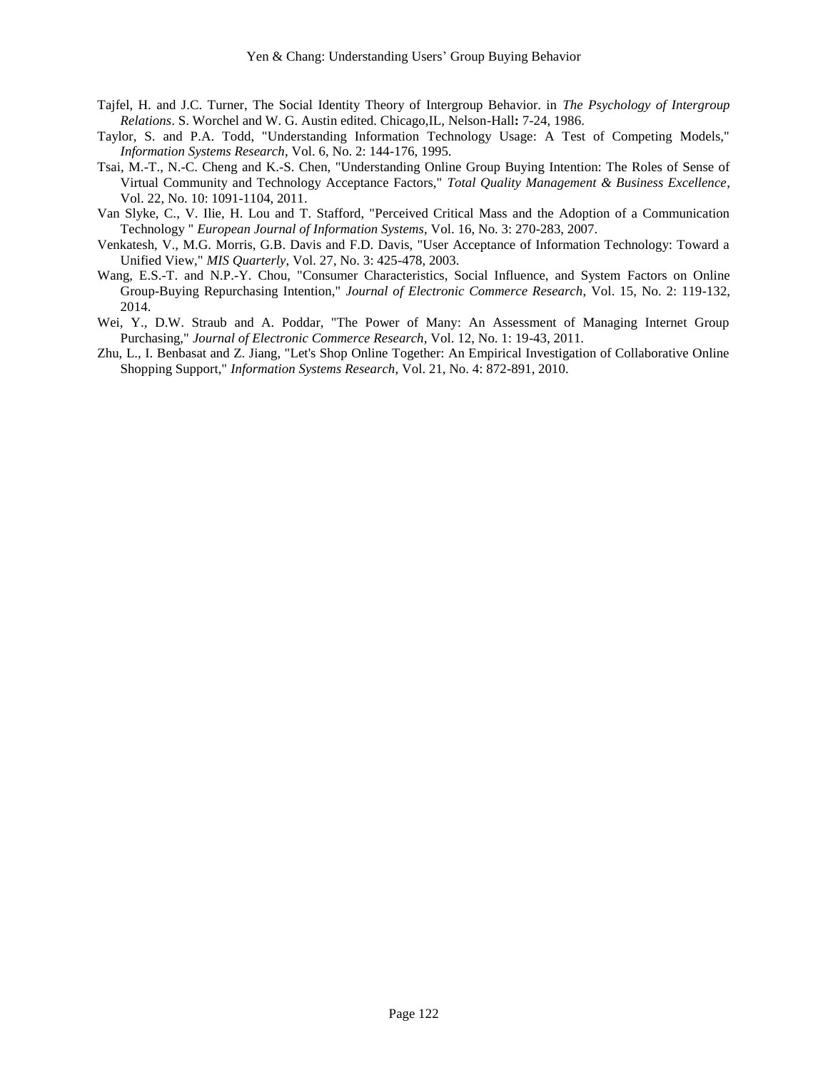Tajfel, H. and J.C. Turner, The Social Identity Theory of Intergroup Behavior. in *The Psychology of Intergroup Relations*. S. Worchel and W. G. Austin edited. Chicago,IL, Nelson-Hall**:** 7-24, 1986.

Taylor, S. and P.A. Todd, "Understanding Information Technology Usage: A Test of Competing Models," *Information Systems Research*, Vol. 6, No. 2: 144-176, 1995.

Tsai, M.-T., N.-C. Cheng and K.-S. Chen, "Understanding Online Group Buying Intention: The Roles of Sense of Virtual Community and Technology Acceptance Factors," *Total Quality Management & Business Excellence*, Vol. 22, No. 10: 1091-1104, 2011.

Van Slyke, C., V. Ilie, H. Lou and T. Stafford, "Perceived Critical Mass and the Adoption of a Communication Technology " *European Journal of Information Systems*, Vol. 16, No. 3: 270-283, 2007.

Venkatesh, V., M.G. Morris, G.B. Davis and F.D. Davis, "User Acceptance of Information Technology: Toward a Unified View," *MIS Quarterly*, Vol. 27, No. 3: 425-478, 2003.

Wang, E.S.-T. and N.P.-Y. Chou, "Consumer Characteristics, Social Influence, and System Factors on Online Group-Buying Repurchasing Intention," *Journal of Electronic Commerce Research*, Vol. 15, No. 2: 119-132, 2014.

Wei, Y., D.W. Straub and A. Poddar, "The Power of Many: An Assessment of Managing Internet Group Purchasing," *Journal of Electronic Commerce Research*, Vol. 12, No. 1: 19-43, 2011.

Zhu, L., I. Benbasat and Z. Jiang, "Let's Shop Online Together: An Empirical Investigation of Collaborative Online Shopping Support," *Information Systems Research*, Vol. 21, No. 4: 872-891, 2010.